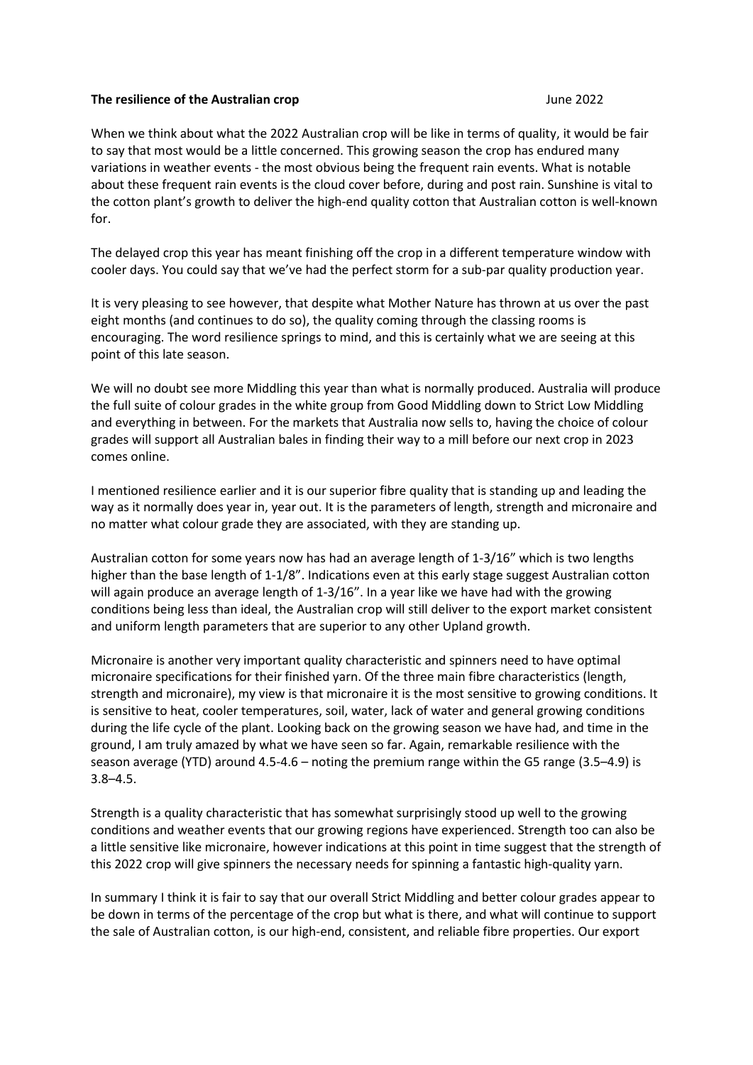**The resilience of the Australian crop** June 2022

When we think about what the 2022 Australian crop will be like in terms of quality, it would be fair to say that most would be a little concerned. This growing season the crop has endured many variations in weather events - the most obvious being the frequent rain events. What is notable about these frequent rain events is the cloud cover before, during and post rain. Sunshine is vital to the cotton plant's growth to deliver the high-end quality cotton that Australian cotton is well-known for.

The delayed crop this year has meant finishing off the crop in a different temperature window with cooler days. You could say that we've had the perfect storm for a sub-par quality production year.

It is very pleasing to see however, that despite what Mother Nature has thrown at us over the past eight months (and continues to do so), the quality coming through the classing rooms is encouraging. The word resilience springs to mind, and this is certainly what we are seeing at this point of this late season.

We will no doubt see more Middling this year than what is normally produced. Australia will produce the full suite of colour grades in the white group from Good Middling down to Strict Low Middling and everything in between. For the markets that Australia now sells to, having the choice of colour grades will support all Australian bales in finding their way to a mill before our next crop in 2023 comes online.

I mentioned resilience earlier and it is our superior fibre quality that is standing up and leading the way as it normally does year in, year out. It is the parameters of length, strength and micronaire and no matter what colour grade they are associated, with they are standing up.

Australian cotton for some years now has had an average length of 1-3/16" which is two lengths higher than the base length of 1-1/8". Indications even at this early stage suggest Australian cotton will again produce an average length of 1-3/16". In a year like we have had with the growing conditions being less than ideal, the Australian crop will still deliver to the export market consistent and uniform length parameters that are superior to any other Upland growth.

Micronaire is another very important quality characteristic and spinners need to have optimal micronaire specifications for their finished yarn. Of the three main fibre characteristics (length, strength and micronaire), my view is that micronaire it is the most sensitive to growing conditions. It is sensitive to heat, cooler temperatures, soil, water, lack of water and general growing conditions during the life cycle of the plant. Looking back on the growing season we have had, and time in the ground, I am truly amazed by what we have seen so far. Again, remarkable resilience with the season average (YTD) around 4.5-4.6 – noting the premium range within the G5 range (3.5–4.9) is 3.8–4.5.

Strength is a quality characteristic that has somewhat surprisingly stood up well to the growing conditions and weather events that our growing regions have experienced. Strength too can also be a little sensitive like micronaire, however indications at this point in time suggest that the strength of this 2022 crop will give spinners the necessary needs for spinning a fantastic high-quality yarn.

In summary I think it is fair to say that our overall Strict Middling and better colour grades appear to be down in terms of the percentage of the crop but what is there, and what will continue to support the sale of Australian cotton, is our high-end, consistent, and reliable fibre properties. Our export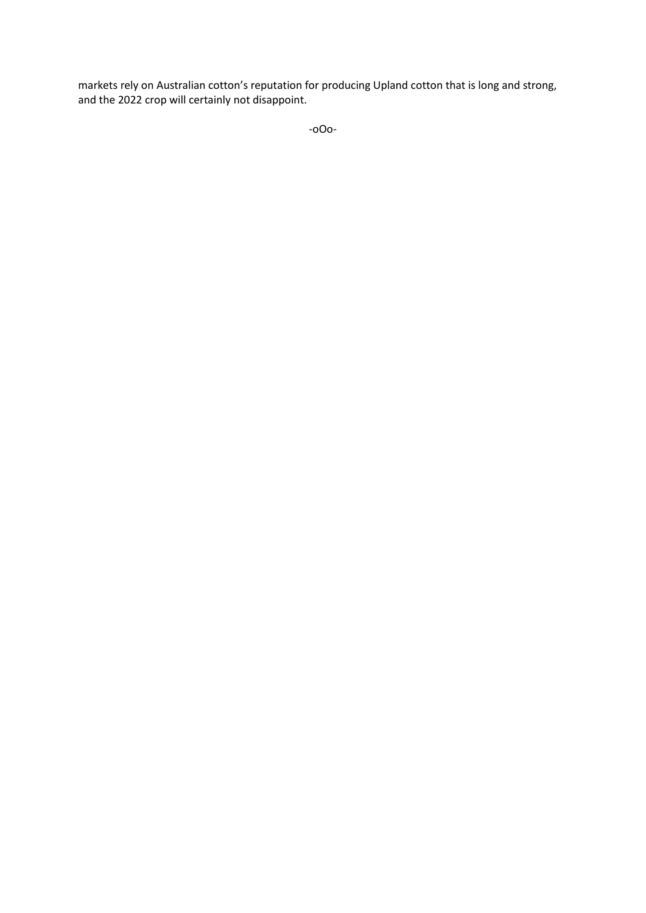markets rely on Australian cotton's reputation for producing Upland cotton that is long and strong, and the 2022 crop will certainly not disappoint.

-oOo-